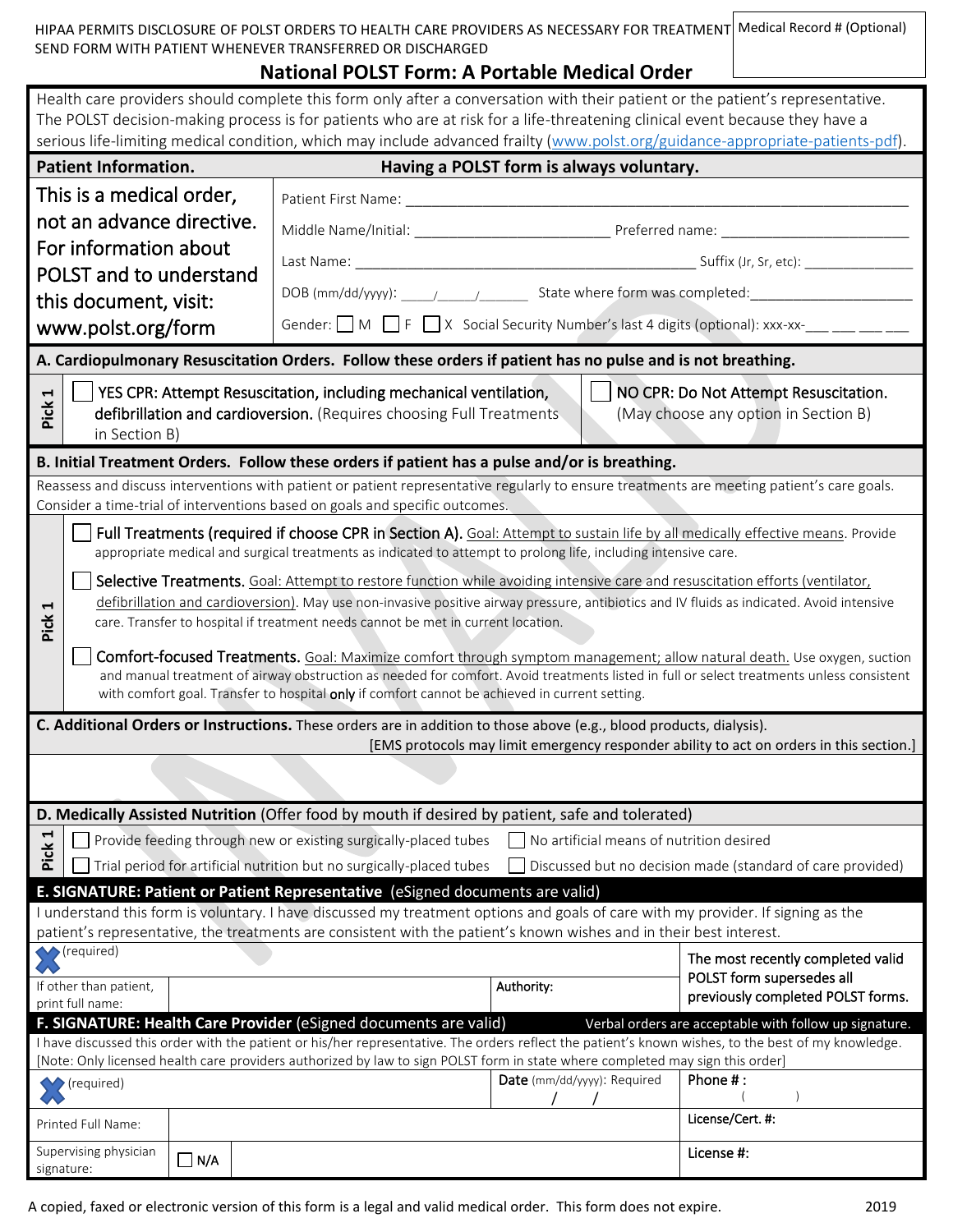HIPAA PERMITS DISCLOSURE OF POLST ORDERS TO HEALTH CARE PROVIDERS AS NECESSARY FOR TREATMENT
SEND FORM WITH PATIENT WHENEVER TRANSFERRED OR DISCHARGED

Medical Record # (Optional)

# National POLST Form: A Portable Medical Order

Health care providers should complete this form only after a conversation with their patient or the patient's representative. The POLST decision-making process is for patients who are at risk for a life-threatening clinical event because they have a serious life-limiting medical condition, which may include advanced frailty (www.polst.org/guidance-appropriate-patients-pdf).

**Patient Information.** **Having a POLST form is always voluntary.**

This is a medical order, not an advance directive. For information about POLST and to understand this document, visit: www.polst.org/form

Patient First Name: ______________________________

Middle Name/Initial: ______________ Preferred name: ______________

Last Name: ______________________________ Suffix (Jr, Sr, etc): __________

DOB (mm/dd/yyyy): ____/____/______ State where form was completed: ______________

Gender: ☐ M ☐ F ☐ X Social Security Number's last 4 digits (optional): xxx-xx-___ ___ ___ ___

**A. Cardiopulmonary Resuscitation Orders. Follow these orders if patient has no pulse and is not breathing.**

Pick 1

☐ **YES CPR: Attempt Resuscitation, including mechanical ventilation, defibrillation and cardioversion.** (Requires choosing Full Treatments in Section B)

☐ **NO CPR: Do Not Attempt Resuscitation.** (May choose any option in Section B)

**B. Initial Treatment Orders. Follow these orders if patient has a pulse and/or is breathing.**

Reassess and discuss interventions with patient or patient representative regularly to ensure treatments are meeting patient's care goals. Consider a time-trial of interventions based on goals and specific outcomes.

Pick 1

☐ **Full Treatments (required if choose CPR in Section A).** Goal: Attempt to sustain life by all medically effective means. Provide appropriate medical and surgical treatments as indicated to attempt to prolong life, including intensive care.

☐ **Selective Treatments.** Goal: Attempt to restore function while avoiding intensive care and resuscitation efforts (ventilator, defibrillation and cardioversion). May use non-invasive positive airway pressure, antibiotics and IV fluids as indicated. Avoid intensive care. Transfer to hospital if treatment needs cannot be met in current location.

☐ **Comfort-focused Treatments.** Goal: Maximize comfort through symptom management; allow natural death. Use oxygen, suction and manual treatment of airway obstruction as needed for comfort. Avoid treatments listed in full or select treatments unless consistent with comfort goal. Transfer to hospital **only** if comfort cannot be achieved in current setting.

**C. Additional Orders or Instructions.** These orders are in addition to those above (e.g., blood products, dialysis).
[EMS protocols may limit emergency responder ability to act on orders in this section.]

**D. Medically Assisted Nutrition** (Offer food by mouth if desired by patient, safe and tolerated)

Pick 1

☐ Provide feeding through new or existing surgically-placed tubes ☐ No artificial means of nutrition desired

☐ Trial period for artificial nutrition but no surgically-placed tubes ☐ Discussed but no decision made (standard of care provided)

**E. SIGNATURE: Patient or Patient Representative** (eSigned documents are valid)

I understand this form is voluntary. I have discussed my treatment options and goals of care with my provider. If signing as the patient's representative, the treatments are consistent with the patient's known wishes and in their best interest.

| X (required) | | | The most recently completed valid POLST form supersedes all previously completed POLST forms. |
| --- | --- | --- | --- |
| If other than patient, print full name: | | Authority: | |

**F. SIGNATURE: Health Care Provider** (eSigned documents are valid) Verbal orders are acceptable with follow up signature.

I have discussed this order with the patient or his/her representative. The orders reflect the patient's known wishes, to the best of my knowledge.
[Note: Only licensed health care providers authorized by law to sign POLST form in state where completed may sign this order]

| X (required) | | | Date (mm/dd/yyyy): Required / / | Phone # : ( ) |
| --- | --- | --- | --- | --- |
| Printed Full Name: | | | | License/Cert. #: |
| Supervising physician signature: | ☐ N/A | | | License #: |

A copied, faxed or electronic version of this form is a legal and valid medical order. This form does not expire. 2019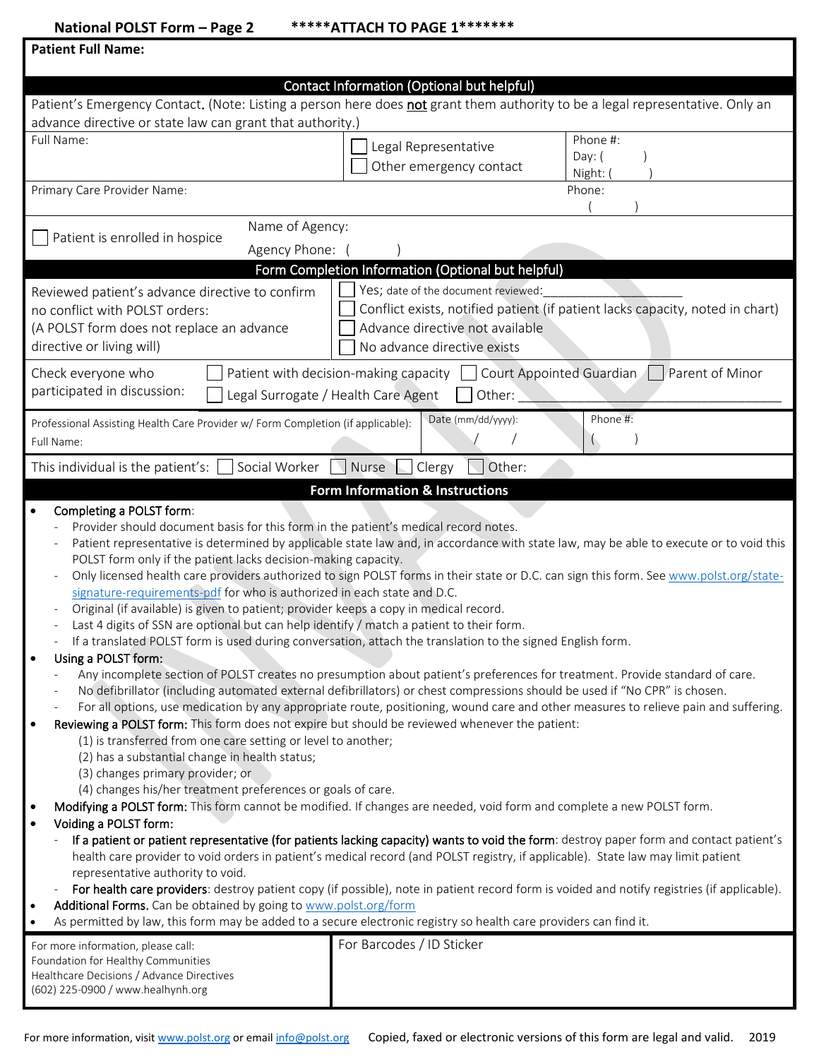**National POLST Form – Page 2** *****ATTACH TO PAGE 1*******

**Patient Full Name:**

## Contact Information (Optional but helpful)

Patient's Emergency Contact. (Note: Listing a person here does not grant them authority to be a legal representative. Only an advance directive or state law can grant that authority.)

| | | |
|---|---|---|
| Full Name: | ☐ Legal Representative<br>☐ Other emergency contact | Phone #:<br>Day: ( )<br>Night: ( ) |
| Primary Care Provider Name: | | Phone:<br>( ) |
| ☐ Patient is enrolled in hospice | Name of Agency:<br>Agency Phone: ( ) | |

## Form Completion Information (Optional but helpful)

| | |
|---|---|
| Reviewed patient's advance directive to confirm no conflict with POLST orders:<br>(A POLST form does not replace an advance directive or living will) | ☐ Yes; date of the document reviewed: ____________<br>☐ Conflict exists, notified patient (if patient lacks capacity, noted in chart)<br>☐ Advance directive not available<br>☐ No advance directive exists |
| Check everyone who participated in discussion: | ☐ Patient with decision-making capacity ☐ Court Appointed Guardian ☐ Parent of Minor<br>☐ Legal Surrogate / Health Care Agent ☐ Other: ____________ |

| | | |
|---|---|---|
| Professional Assisting Health Care Provider w/ Form Completion (if applicable):<br>Full Name: | Date (mm/dd/yyyy):<br>/ / | Phone #:<br>( ) |

This individual is the patient's: ☐ Social Worker ☐ Nurse ☐ Clergy ☐ Other:

## Form Information & Instructions

- **Completing a POLST form**:
  - Provider should document basis for this form in the patient's medical record notes.
  - Patient representative is determined by applicable state law and, in accordance with state law, may be able to execute or to void this POLST form only if the patient lacks decision-making capacity.
  - Only licensed health care providers authorized to sign POLST forms in their state or D.C. can sign this form. See www.polst.org/state-signature-requirements-pdf for who is authorized in each state and D.C.
  - Original (if available) is given to patient; provider keeps a copy in medical record.
  - Last 4 digits of SSN are optional but can help identify / match a patient to their form.
  - If a translated POLST form is used during conversation, attach the translation to the signed English form.
- **Using a POLST form:**
  - Any incomplete section of POLST creates no presumption about patient's preferences for treatment. Provide standard of care.
  - No defibrillator (including automated external defibrillators) or chest compressions should be used if "No CPR" is chosen.
  - For all options, use medication by any appropriate route, positioning, wound care and other measures to relieve pain and suffering.
- **Reviewing a POLST form:** This form does not expire but should be reviewed whenever the patient:
  (1) is transferred from one care setting or level to another;
  (2) has a substantial change in health status;
  (3) changes primary provider; or
  (4) changes his/her treatment preferences or goals of care.
- **Modifying a POLST form:** This form cannot be modified. If changes are needed, void form and complete a new POLST form.
- **Voiding a POLST form:**
  - **If a patient or patient representative (for patients lacking capacity) wants to void the form**: destroy paper form and contact patient's health care provider to void orders in patient's medical record (and POLST registry, if applicable). State law may limit patient representative authority to void.
  - **For health care providers**: destroy patient copy (if possible), note in patient record form is voided and notify registries (if applicable).
- **Additional Forms.** Can be obtained by going to www.polst.org/form
- As permitted by law, this form may be added to a secure electronic registry so health care providers can find it.

| | |
|---|---|
| For more information, please call:<br>Foundation for Healthy Communities<br>Healthcare Decisions / Advance Directives<br>(602) 225-0900 / www.healhynh.org | For Barcodes / ID Sticker |

For more information, visit www.polst.org or email info@polst.org Copied, faxed or electronic versions of this form are legal and valid. 2019